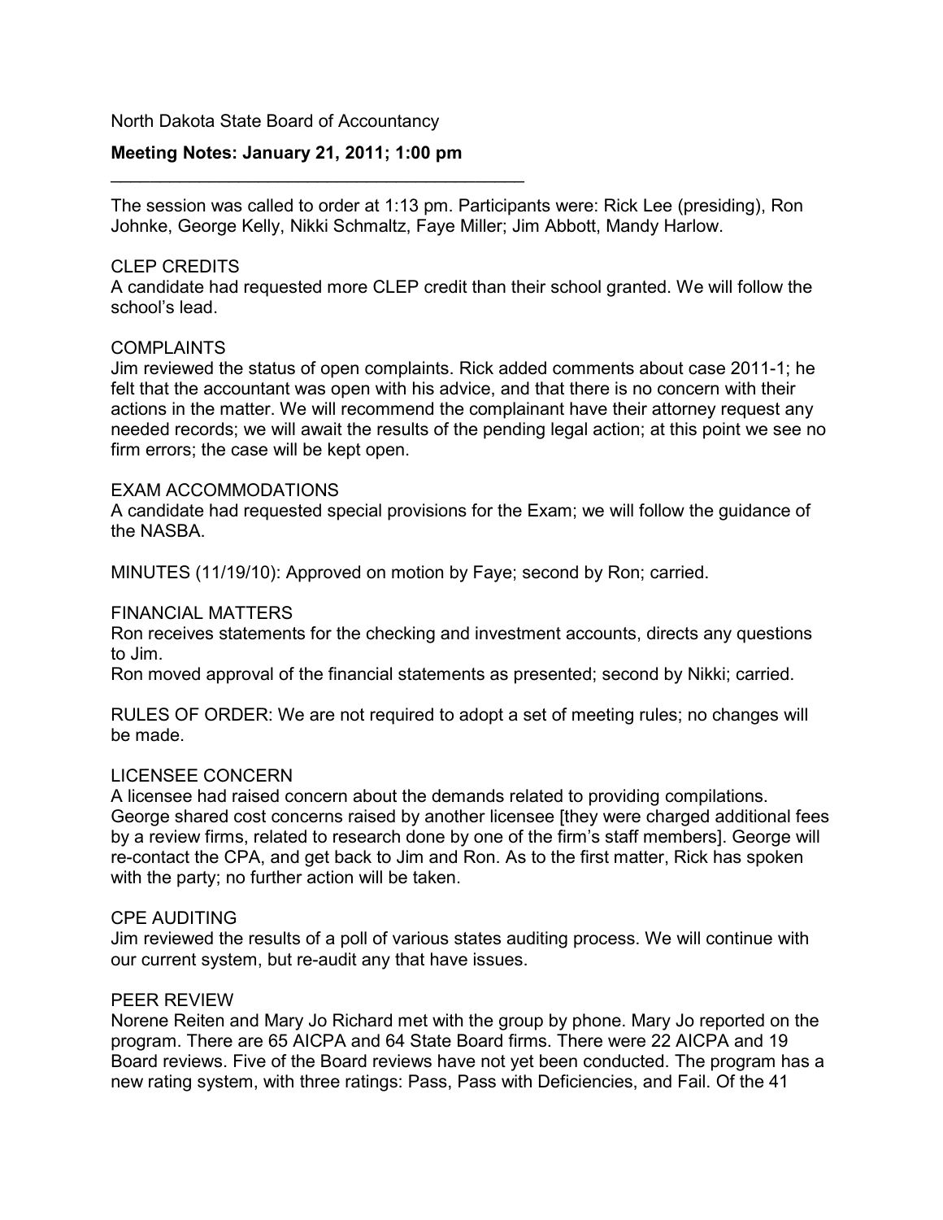North Dakota State Board of Accountancy

**Meeting Notes: January 21, 2011; 1:00 pm**

---

The session was called to order at 1:13 pm. Participants were: Rick Lee (presiding), Ron Johnke, George Kelly, Nikki Schmaltz, Faye Miller; Jim Abbott, Mandy Harlow.

CLEP CREDITS
A candidate had requested more CLEP credit than their school granted. We will follow the school's lead.

COMPLAINTS
Jim reviewed the status of open complaints. Rick added comments about case 2011-1; he felt that the accountant was open with his advice, and that there is no concern with their actions in the matter. We will recommend the complainant have their attorney request any needed records; we will await the results of the pending legal action; at this point we see no firm errors; the case will be kept open.

EXAM ACCOMMODATIONS
A candidate had requested special provisions for the Exam; we will follow the guidance of the NASBA.

MINUTES (11/19/10): Approved on motion by Faye; second by Ron; carried.

FINANCIAL MATTERS
Ron receives statements for the checking and investment accounts, directs any questions to Jim.
Ron moved approval of the financial statements as presented; second by Nikki; carried.

RULES OF ORDER: We are not required to adopt a set of meeting rules; no changes will be made.

LICENSEE CONCERN
A licensee had raised concern about the demands related to providing compilations. George shared cost concerns raised by another licensee [they were charged additional fees by a review firms, related to research done by one of the firm's staff members]. George will re-contact the CPA, and get back to Jim and Ron. As to the first matter, Rick has spoken with the party; no further action will be taken.

CPE AUDITING
Jim reviewed the results of a poll of various states auditing process. We will continue with our current system, but re-audit any that have issues.

PEER REVIEW
Norene Reiten and Mary Jo Richard met with the group by phone. Mary Jo reported on the program. There are 65 AICPA and 64 State Board firms. There were 22 AICPA and 19 Board reviews. Five of the Board reviews have not yet been conducted. The program has a new rating system, with three ratings: Pass, Pass with Deficiencies, and Fail. Of the 41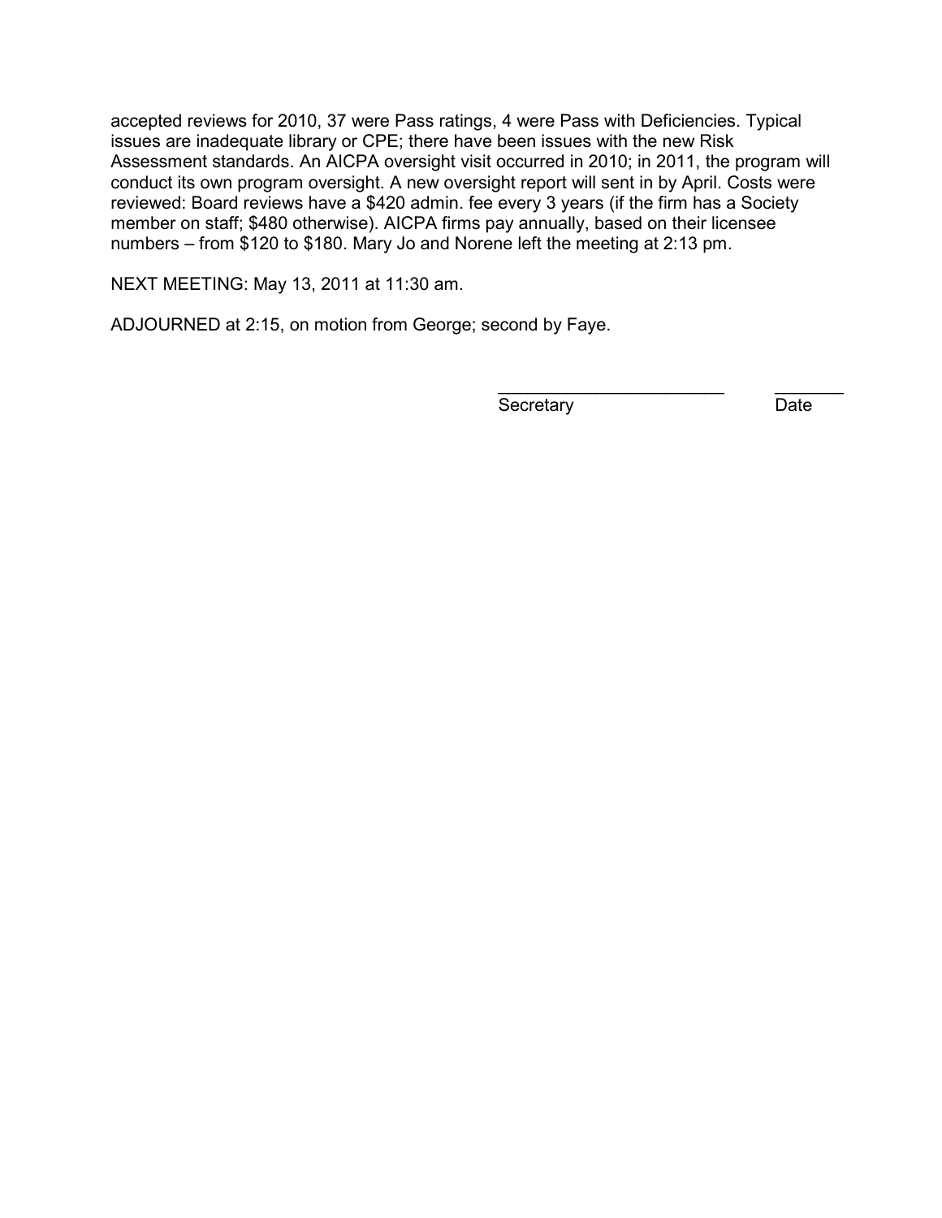accepted reviews for 2010, 37 were Pass ratings, 4 were Pass with Deficiencies. Typical issues are inadequate library or CPE; there have been issues with the new Risk Assessment standards. An AICPA oversight visit occurred in 2010; in 2011, the program will conduct its own program oversight. A new oversight report will sent in by April. Costs were reviewed: Board reviews have a $420 admin. fee every 3 years (if the firm has a Society member on staff; $480 otherwise). AICPA firms pay annually, based on their licensee numbers – from $120 to $180. Mary Jo and Norene left the meeting at 2:13 pm.

NEXT MEETING: May 13, 2011 at 11:30 am.

ADJOURNED at 2:15, on motion from George; second by Faye.

\_\_\_\_\_\_\_\_\_\_\_\_\_\_\_\_\_\_\_\_\_\_\_\_ \_\_\_\_\_\_\_

Secretary Date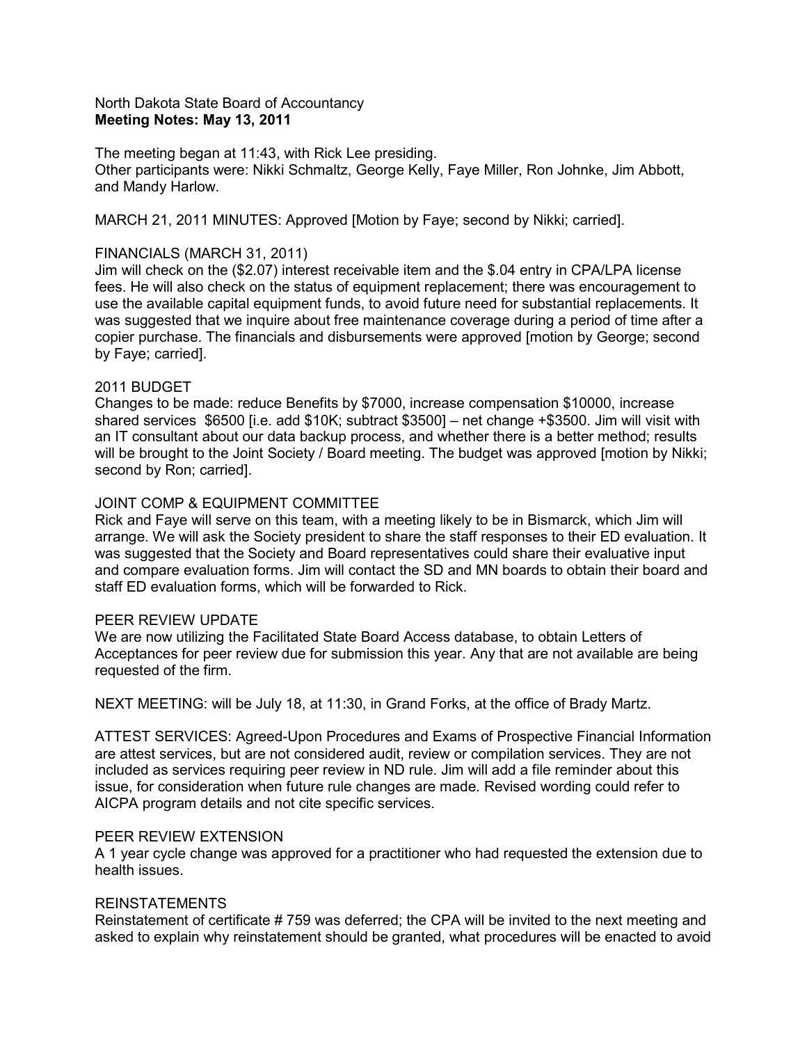North Dakota State Board of Accountancy
**Meeting Notes: May 13, 2011**

The meeting began at 11:43, with Rick Lee presiding.
Other participants were: Nikki Schmaltz, George Kelly, Faye Miller, Ron Johnke, Jim Abbott, and Mandy Harlow.

MARCH 21, 2011 MINUTES: Approved [Motion by Faye; second by Nikki; carried].

FINANCIALS (MARCH 31, 2011)
Jim will check on the ($2.07) interest receivable item and the $.04 entry in CPA/LPA license fees. He will also check on the status of equipment replacement; there was encouragement to use the available capital equipment funds, to avoid future need for substantial replacements. It was suggested that we inquire about free maintenance coverage during a period of time after a copier purchase. The financials and disbursements were approved [motion by George; second by Faye; carried].

2011 BUDGET
Changes to be made: reduce Benefits by $7000, increase compensation $10000, increase shared services $6500 [i.e. add $10K; subtract $3500] – net change +$3500. Jim will visit with an IT consultant about our data backup process, and whether there is a better method; results will be brought to the Joint Society / Board meeting. The budget was approved [motion by Nikki; second by Ron; carried].

JOINT COMP & EQUIPMENT COMMITTEE
Rick and Faye will serve on this team, with a meeting likely to be in Bismarck, which Jim will arrange. We will ask the Society president to share the staff responses to their ED evaluation. It was suggested that the Society and Board representatives could share their evaluative input and compare evaluation forms. Jim will contact the SD and MN boards to obtain their board and staff ED evaluation forms, which will be forwarded to Rick.

PEER REVIEW UPDATE
We are now utilizing the Facilitated State Board Access database, to obtain Letters of Acceptances for peer review due for submission this year. Any that are not available are being requested of the firm.

NEXT MEETING: will be July 18, at 11:30, in Grand Forks, at the office of Brady Martz.

ATTEST SERVICES: Agreed-Upon Procedures and Exams of Prospective Financial Information are attest services, but are not considered audit, review or compilation services. They are not included as services requiring peer review in ND rule. Jim will add a file reminder about this issue, for consideration when future rule changes are made. Revised wording could refer to AICPA program details and not cite specific services.

PEER REVIEW EXTENSION
A 1 year cycle change was approved for a practitioner who had requested the extension due to health issues.

REINSTATEMENTS
Reinstatement of certificate # 759 was deferred; the CPA will be invited to the next meeting and asked to explain why reinstatement should be granted, what procedures will be enacted to avoid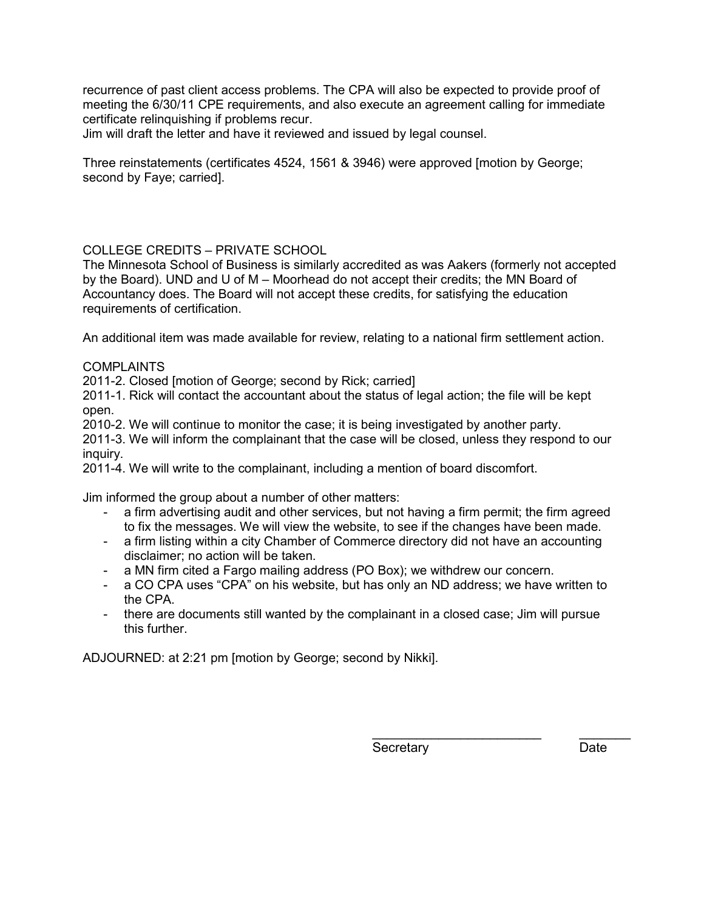recurrence of past client access problems. The CPA will also be expected to provide proof of meeting the 6/30/11 CPE requirements, and also execute an agreement calling for immediate certificate relinquishing if problems recur.
Jim will draft the letter and have it reviewed and issued by legal counsel.

Three reinstatements (certificates 4524, 1561 & 3946) were approved [motion by George; second by Faye; carried].

COLLEGE CREDITS – PRIVATE SCHOOL
The Minnesota School of Business is similarly accredited as was Aakers (formerly not accepted by the Board). UND and U of M – Moorhead do not accept their credits; the MN Board of Accountancy does. The Board will not accept these credits, for satisfying the education requirements of certification.

An additional item was made available for review, relating to a national firm settlement action.

COMPLAINTS
2011-2. Closed [motion of George; second by Rick; carried]
2011-1. Rick will contact the accountant about the status of legal action; the file will be kept open.
2010-2. We will continue to monitor the case; it is being investigated by another party.
2011-3. We will inform the complainant that the case will be closed, unless they respond to our inquiry.
2011-4. We will write to the complainant, including a mention of board discomfort.

Jim informed the group about a number of other matters:

- a firm advertising audit and other services, but not having a firm permit; the firm agreed to fix the messages. We will view the website, to see if the changes have been made.
- a firm listing within a city Chamber of Commerce directory did not have an accounting disclaimer; no action will be taken.
- a MN firm cited a Fargo mailing address (PO Box); we withdrew our concern.
- a CO CPA uses "CPA" on his website, but has only an ND address; we have written to the CPA.
- there are documents still wanted by the complainant in a closed case; Jim will pursue this further.

ADJOURNED: at 2:21 pm [motion by George; second by Nikki].

________________________ ________
Secretary Date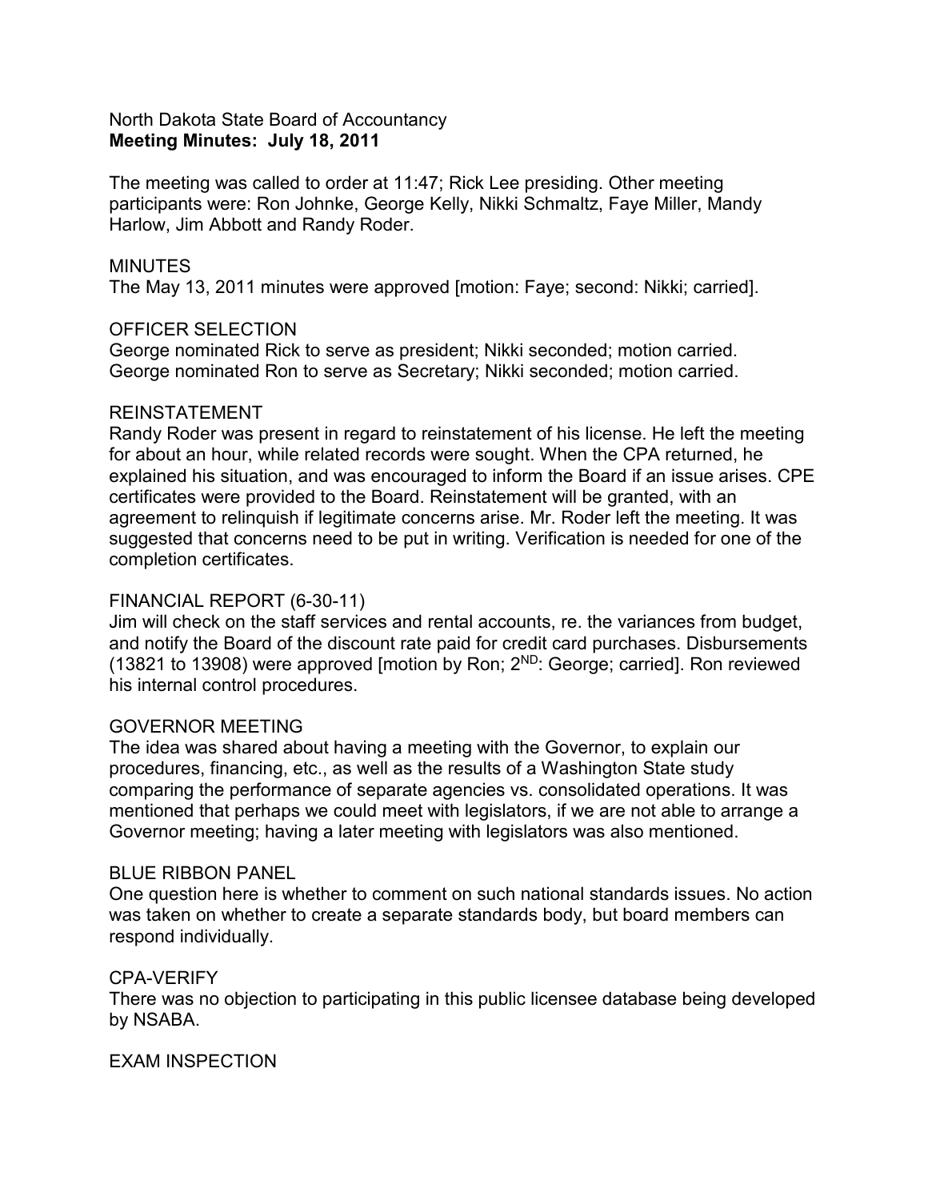North Dakota State Board of Accountancy
**Meeting Minutes: July 18, 2011**

The meeting was called to order at 11:47; Rick Lee presiding. Other meeting participants were: Ron Johnke, George Kelly, Nikki Schmaltz, Faye Miller, Mandy Harlow, Jim Abbott and Randy Roder.

MINUTES
The May 13, 2011 minutes were approved [motion: Faye; second: Nikki; carried].

OFFICER SELECTION
George nominated Rick to serve as president; Nikki seconded; motion carried.
George nominated Ron to serve as Secretary; Nikki seconded; motion carried.

REINSTATEMENT
Randy Roder was present in regard to reinstatement of his license. He left the meeting for about an hour, while related records were sought. When the CPA returned, he explained his situation, and was encouraged to inform the Board if an issue arises. CPE certificates were provided to the Board. Reinstatement will be granted, with an agreement to relinquish if legitimate concerns arise. Mr. Roder left the meeting. It was suggested that concerns need to be put in writing. Verification is needed for one of the completion certificates.

FINANCIAL REPORT (6-30-11)
Jim will check on the staff services and rental accounts, re. the variances from budget, and notify the Board of the discount rate paid for credit card purchases. Disbursements (13821 to 13908) were approved [motion by Ron; 2ND: George; carried]. Ron reviewed his internal control procedures.

GOVERNOR MEETING
The idea was shared about having a meeting with the Governor, to explain our procedures, financing, etc., as well as the results of a Washington State study comparing the performance of separate agencies vs. consolidated operations. It was mentioned that perhaps we could meet with legislators, if we are not able to arrange a Governor meeting; having a later meeting with legislators was also mentioned.

BLUE RIBBON PANEL
One question here is whether to comment on such national standards issues. No action was taken on whether to create a separate standards body, but board members can respond individually.

CPA-VERIFY
There was no objection to participating in this public licensee database being developed by NSABA.

EXAM INSPECTION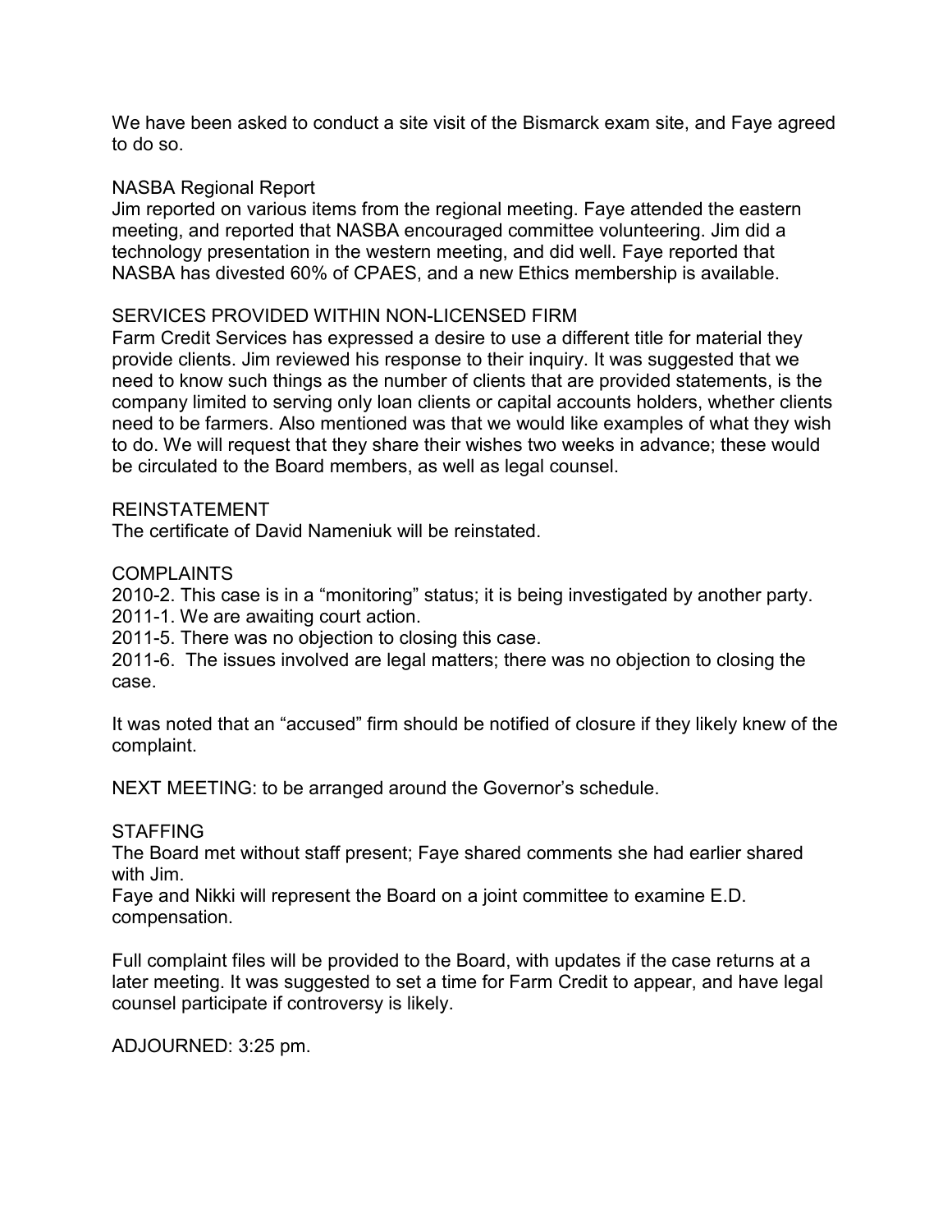We have been asked to conduct a site visit of the Bismarck exam site, and Faye agreed to do so.

NASBA Regional Report

Jim reported on various items from the regional meeting. Faye attended the eastern meeting, and reported that NASBA encouraged committee volunteering. Jim did a technology presentation in the western meeting, and did well. Faye reported that NASBA has divested 60% of CPAES, and a new Ethics membership is available.

SERVICES PROVIDED WITHIN NON-LICENSED FIRM

Farm Credit Services has expressed a desire to use a different title for material they provide clients. Jim reviewed his response to their inquiry. It was suggested that we need to know such things as the number of clients that are provided statements, is the company limited to serving only loan clients or capital accounts holders, whether clients need to be farmers. Also mentioned was that we would like examples of what they wish to do. We will request that they share their wishes two weeks in advance; these would be circulated to the Board members, as well as legal counsel.

REINSTATEMENT

The certificate of David Nameniuk will be reinstated.

COMPLAINTS

2010-2. This case is in a "monitoring" status; it is being investigated by another party.
2011-1. We are awaiting court action.
2011-5. There was no objection to closing this case.
2011-6. The issues involved are legal matters; there was no objection to closing the case.

It was noted that an "accused" firm should be notified of closure if they likely knew of the complaint.

NEXT MEETING: to be arranged around the Governor's schedule.

STAFFING

The Board met without staff present; Faye shared comments she had earlier shared with Jim.
Faye and Nikki will represent the Board on a joint committee to examine E.D. compensation.

Full complaint files will be provided to the Board, with updates if the case returns at a later meeting. It was suggested to set a time for Farm Credit to appear, and have legal counsel participate if controversy is likely.

ADJOURNED: 3:25 pm.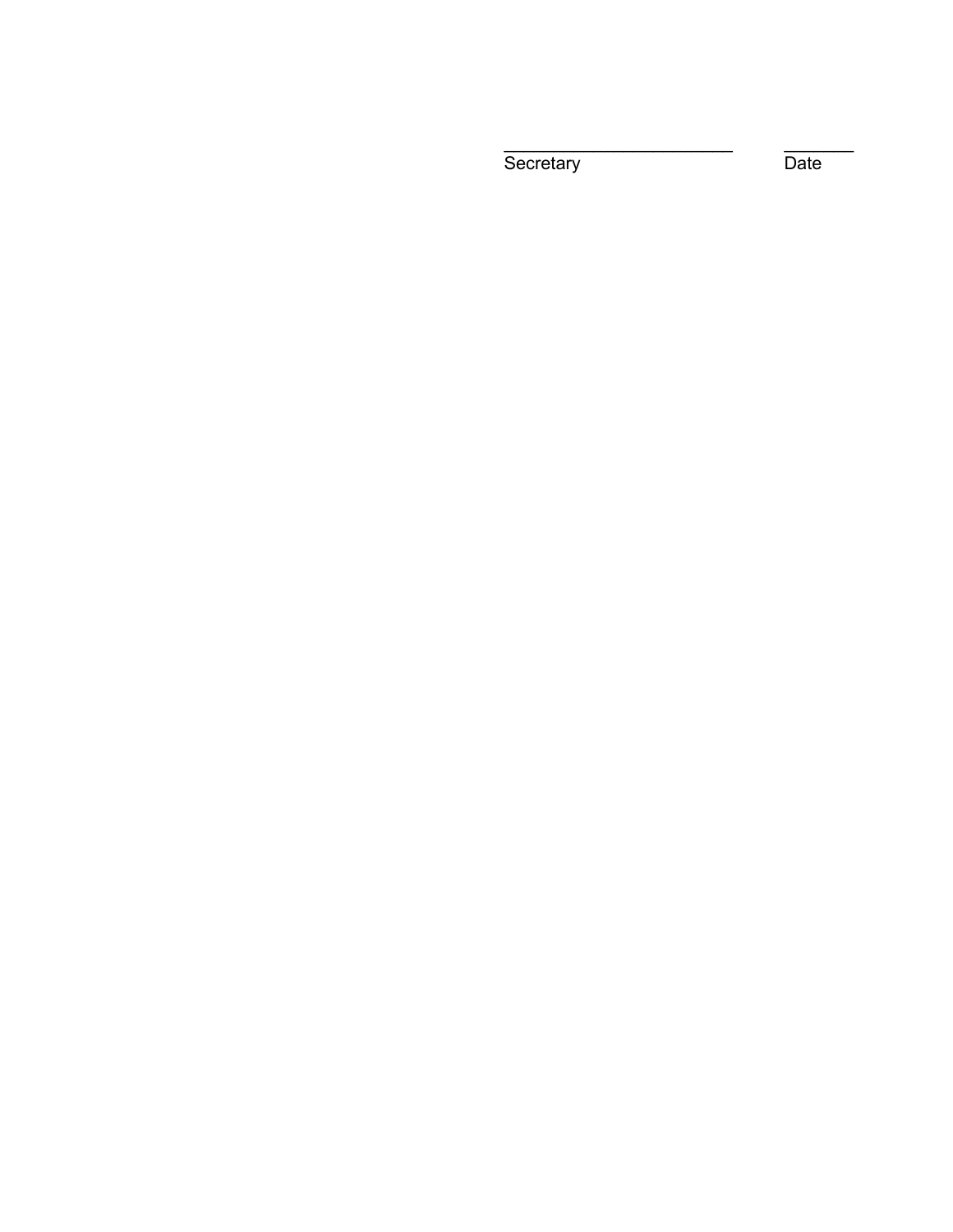\_\_\_\_\_\_\_\_\_\_\_\_\_\_\_\_\_\_\_\_\_\_\_\_\_\_\_\_\_ &nbsp;&nbsp;&nbsp;&nbsp;&nbsp;&nbsp; \_\_\_\_\_\_\_\_\_

Secretary &nbsp;&nbsp;&nbsp;&nbsp;&nbsp;&nbsp;&nbsp;&nbsp;&nbsp;&nbsp;&nbsp;&nbsp;&nbsp;&nbsp;&nbsp;&nbsp;&nbsp;&nbsp;&nbsp;&nbsp; Date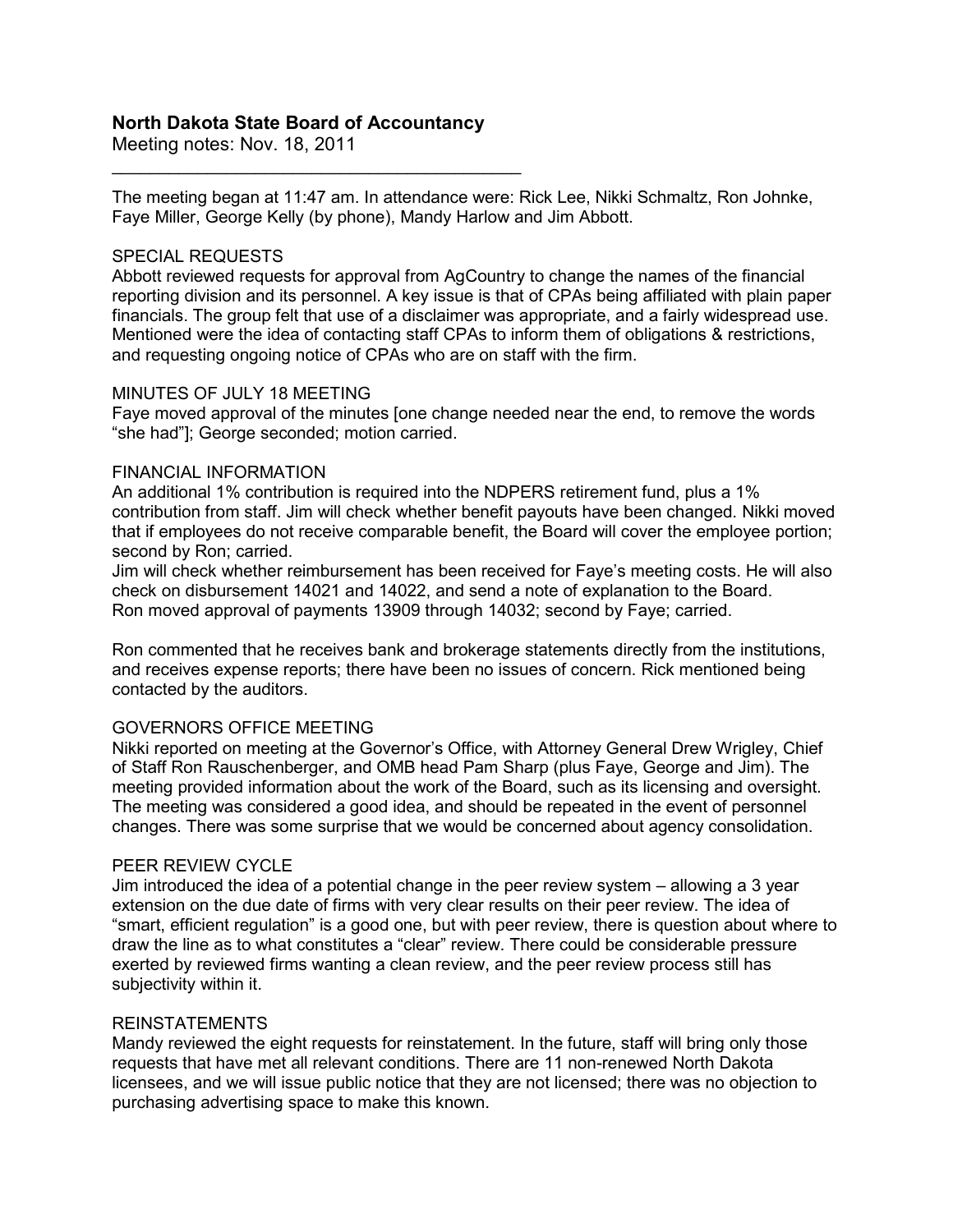## North Dakota State Board of Accountancy

Meeting notes: Nov. 18, 2011

---

The meeting began at 11:47 am. In attendance were: Rick Lee, Nikki Schmaltz, Ron Johnke, Faye Miller, George Kelly (by phone), Mandy Harlow and Jim Abbott.

### SPECIAL REQUESTS

Abbott reviewed requests for approval from AgCountry to change the names of the financial reporting division and its personnel. A key issue is that of CPAs being affiliated with plain paper financials. The group felt that use of a disclaimer was appropriate, and a fairly widespread use. Mentioned were the idea of contacting staff CPAs to inform them of obligations & restrictions, and requesting ongoing notice of CPAs who are on staff with the firm.

### MINUTES OF JULY 18 MEETING

Faye moved approval of the minutes [one change needed near the end, to remove the words "she had"]; George seconded; motion carried.

### FINANCIAL INFORMATION

An additional 1% contribution is required into the NDPERS retirement fund, plus a 1% contribution from staff. Jim will check whether benefit payouts have been changed. Nikki moved that if employees do not receive comparable benefit, the Board will cover the employee portion; second by Ron; carried.

Jim will check whether reimbursement has been received for Faye's meeting costs. He will also check on disbursement 14021 and 14022, and send a note of explanation to the Board.

Ron moved approval of payments 13909 through 14032; second by Faye; carried.

Ron commented that he receives bank and brokerage statements directly from the institutions, and receives expense reports; there have been no issues of concern. Rick mentioned being contacted by the auditors.

### GOVERNORS OFFICE MEETING

Nikki reported on meeting at the Governor's Office, with Attorney General Drew Wrigley, Chief of Staff Ron Rauschenberger, and OMB head Pam Sharp (plus Faye, George and Jim). The meeting provided information about the work of the Board, such as its licensing and oversight. The meeting was considered a good idea, and should be repeated in the event of personnel changes. There was some surprise that we would be concerned about agency consolidation.

### PEER REVIEW CYCLE

Jim introduced the idea of a potential change in the peer review system – allowing a 3 year extension on the due date of firms with very clear results on their peer review. The idea of "smart, efficient regulation" is a good one, but with peer review, there is question about where to draw the line as to what constitutes a "clear" review. There could be considerable pressure exerted by reviewed firms wanting a clean review, and the peer review process still has subjectivity within it.

### REINSTATEMENTS

Mandy reviewed the eight requests for reinstatement. In the future, staff will bring only those requests that have met all relevant conditions. There are 11 non-renewed North Dakota licensees, and we will issue public notice that they are not licensed; there was no objection to purchasing advertising space to make this known.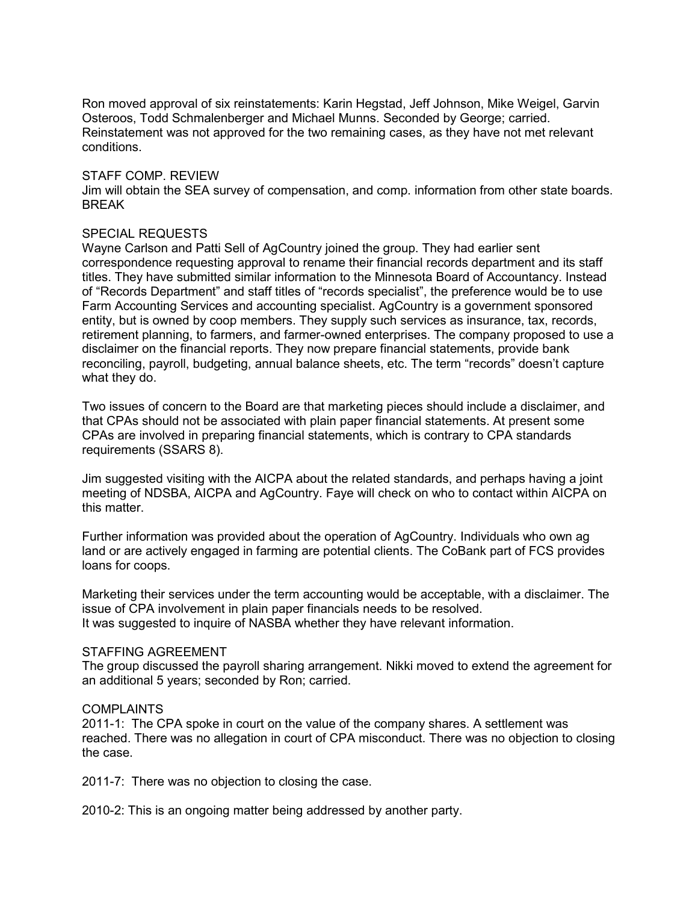Ron moved approval of six reinstatements: Karin Hegstad, Jeff Johnson, Mike Weigel, Garvin Osteroos, Todd Schmalenberger and Michael Munns. Seconded by George; carried. Reinstatement was not approved for the two remaining cases, as they have not met relevant conditions.

STAFF COMP. REVIEW
Jim will obtain the SEA survey of compensation, and comp. information from other state boards.
BREAK

SPECIAL REQUESTS
Wayne Carlson and Patti Sell of AgCountry joined the group. They had earlier sent correspondence requesting approval to rename their financial records department and its staff titles. They have submitted similar information to the Minnesota Board of Accountancy. Instead of "Records Department" and staff titles of "records specialist", the preference would be to use Farm Accounting Services and accounting specialist. AgCountry is a government sponsored entity, but is owned by coop members. They supply such services as insurance, tax, records, retirement planning, to farmers, and farmer-owned enterprises. The company proposed to use a disclaimer on the financial reports. They now prepare financial statements, provide bank reconciling, payroll, budgeting, annual balance sheets, etc. The term "records" doesn't capture what they do.

Two issues of concern to the Board are that marketing pieces should include a disclaimer, and that CPAs should not be associated with plain paper financial statements. At present some CPAs are involved in preparing financial statements, which is contrary to CPA standards requirements (SSARS 8).

Jim suggested visiting with the AICPA about the related standards, and perhaps having a joint meeting of NDSBA, AICPA and AgCountry. Faye will check on who to contact within AICPA on this matter.

Further information was provided about the operation of AgCountry. Individuals who own ag land or are actively engaged in farming are potential clients. The CoBank part of FCS provides loans for coops.

Marketing their services under the term accounting would be acceptable, with a disclaimer. The issue of CPA involvement in plain paper financials needs to be resolved.
It was suggested to inquire of NASBA whether they have relevant information.

STAFFING AGREEMENT
The group discussed the payroll sharing arrangement. Nikki moved to extend the agreement for an additional 5 years; seconded by Ron; carried.

COMPLAINTS
2011-1: The CPA spoke in court on the value of the company shares. A settlement was reached. There was no allegation in court of CPA misconduct. There was no objection to closing the case.

2011-7: There was no objection to closing the case.

2010-2: This is an ongoing matter being addressed by another party.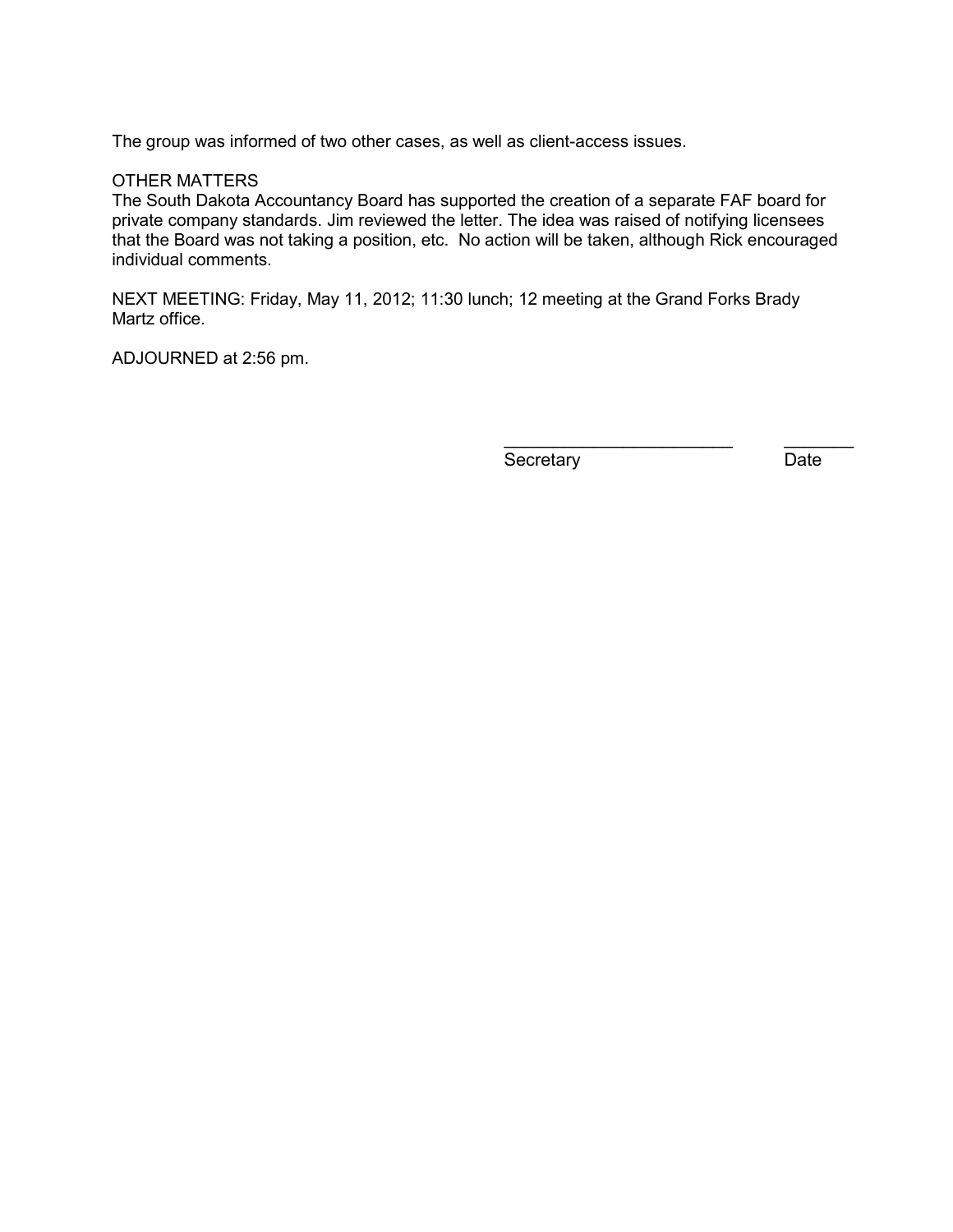The group was informed of two other cases, as well as client-access issues.

OTHER MATTERS
The South Dakota Accountancy Board has supported the creation of a separate FAF board for private company standards. Jim reviewed the letter. The idea was raised of notifying licensees that the Board was not taking a position, etc. No action will be taken, although Rick encouraged individual comments.

NEXT MEETING: Friday, May 11, 2012; 11:30 lunch; 12 meeting at the Grand Forks Brady Martz office.

ADJOURNED at 2:56 pm.

\_\_\_\_\_\_\_\_\_\_\_\_\_\_\_\_\_\_\_\_\_\_\_\_ \_\_\_\_\_\_\_\_
Secretary Date